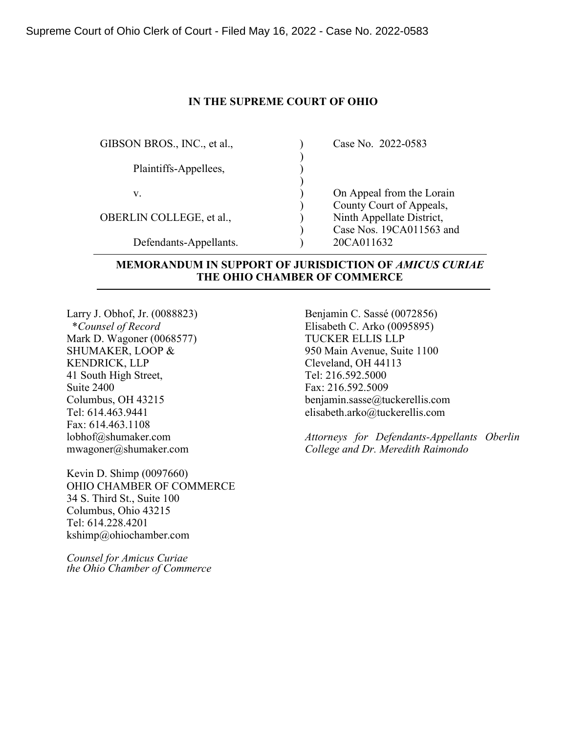Supreme Court of Ohio Clerk of Court - Filed May 16, 2022 - Case No. 2022-0583

# IN THE SUPREME COURT OF OHIO

| | | |
|---|---|---|
| GIBSON BROS., INC., et al., | ) | Case No. 2022-0583 |
| Plaintiffs-Appellees, | ) | |
| v. | ) | On Appeal from the Lorain County Court of Appeals, |
| OBERLIN COLLEGE, et al., | ) | Ninth Appellate District, Case Nos. 19CA011563 and |
| Defendants-Appellants. | ) | 20CA011632 |

## MEMORANDUM IN SUPPORT OF JURISDICTION OF *AMICUS CURIAE* THE OHIO CHAMBER OF COMMERCE

Larry J. Obhof, Jr. (0088823)
*\*Counsel of Record*
Mark D. Wagoner (0068577)
SHUMAKER, LOOP & KENDRICK, LLP
41 South High Street,
Suite 2400
Columbus, OH 43215
Tel: 614.463.9441
Fax: 614.463.1108
lobhof@shumaker.com
mwagoner@shumaker.com

Kevin D. Shimp (0097660)
OHIO CHAMBER OF COMMERCE
34 S. Third St., Suite 100
Columbus, Ohio 43215
Tel: 614.228.4201
kshimp@ohiochamber.com

*Counsel for Amicus Curiae the Ohio Chamber of Commerce*

Benjamin C. Sassé (0072856)
Elisabeth C. Arko (0095895)
TUCKER ELLIS LLP
950 Main Avenue, Suite 1100
Cleveland, OH 44113
Tel: 216.592.5000
Fax: 216.592.5009
benjamin.sasse@tuckerellis.com
elisabeth.arko@tuckerellis.com

*Attorneys for Defendants-Appellants Oberlin College and Dr. Meredith Raimondo*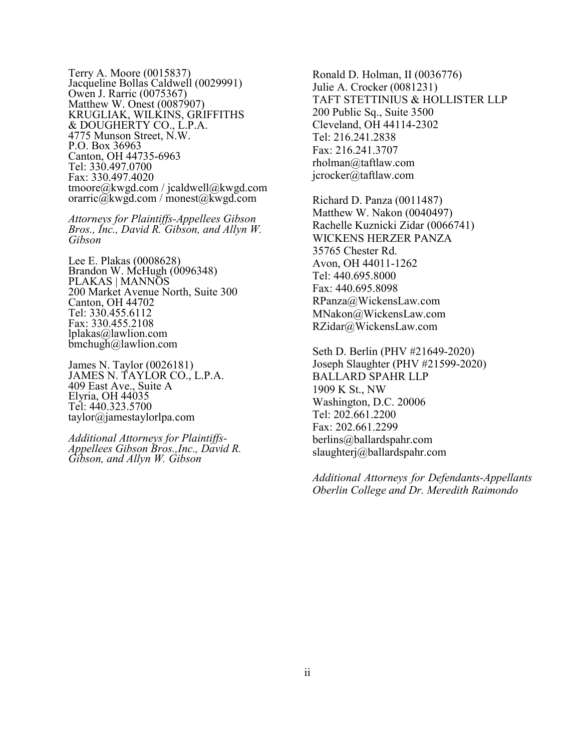Terry A. Moore (0015837)
Jacqueline Bollas Caldwell (0029991)
Owen J. Rarric (0075367)
Matthew W. Onest (0087907)
KRUGLIAK, WILKINS, GRIFFITHS & DOUGHERTY CO., L.P.A.
4775 Munson Street, N.W.
P.O. Box 36963
Canton, OH 44735-6963
Tel: 330.497.0700
Fax: 330.497.4020
tmoore@kwgd.com / jcaldwell@kwgd.com
orarric@kwgd.com / monest@kwgd.com

*Attorneys for Plaintiffs-Appellees Gibson Bros., Inc., David R. Gibson, and Allyn W. Gibson*

Lee E. Plakas (0008628)
Brandon W. McHugh (0096348)
PLAKAS | MANNOS
200 Market Avenue North, Suite 300
Canton, OH 44702
Tel: 330.455.6112
Fax: 330.455.2108
lplakas@lawlion.com
bmchugh@lawlion.com

James N. Taylor (0026181)
JAMES N. TAYLOR CO., L.P.A.
409 East Ave., Suite A
Elyria, OH 44035
Tel: 440.323.5700
taylor@jamestaylorlpa.com

*Additional Attorneys for Plaintiffs-Appellees Gibson Bros.,Inc., David R. Gibson, and Allyn W. Gibson*

Ronald D. Holman, II (0036776)
Julie A. Crocker (0081231)
TAFT STETTINIUS & HOLLISTER LLP
200 Public Sq., Suite 3500
Cleveland, OH 44114-2302
Tel: 216.241.2838
Fax: 216.241.3707
rholman@taftlaw.com
jcrocker@taftlaw.com

Richard D. Panza (0011487)
Matthew W. Nakon (0040497)
Rachelle Kuznicki Zidar (0066741)
WICKENS HERZER PANZA
35765 Chester Rd.
Avon, OH 44011-1262
Tel: 440.695.8000
Fax: 440.695.8098
RPanza@WickensLaw.com
MNakon@WickensLaw.com
RZidar@WickensLaw.com

Seth D. Berlin (PHV #21649-2020)
Joseph Slaughter (PHV #21599-2020)
BALLARD SPAHR LLP
1909 K St., NW
Washington, D.C. 20006
Tel: 202.661.2200
Fax: 202.661.2299
berlins@ballardspahr.com
slaughterj@ballardspahr.com

*Additional Attorneys for Defendants-Appellants Oberlin College and Dr. Meredith Raimondo*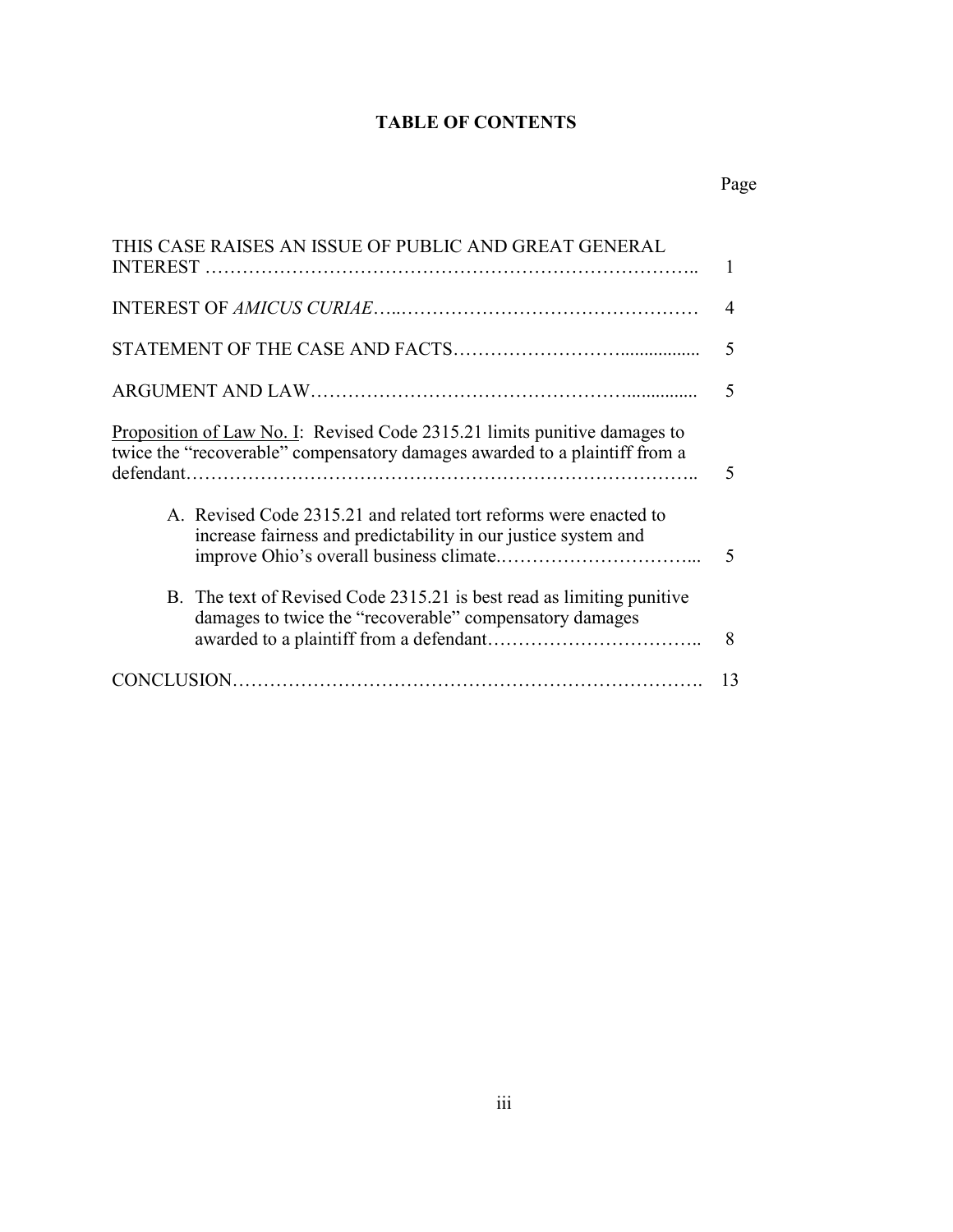# TABLE OF CONTENTS

| | Page |
|---|---|
| THIS CASE RAISES AN ISSUE OF PUBLIC AND GREAT GENERAL INTEREST | 1 |
| INTEREST OF *AMICUS CURIAE* | 4 |
| STATEMENT OF THE CASE AND FACTS | 5 |
| ARGUMENT AND LAW | 5 |
| Proposition of Law No. I: Revised Code 2315.21 limits punitive damages to twice the "recoverable" compensatory damages awarded to a plaintiff from a defendant | 5 |
| A. Revised Code 2315.21 and related tort reforms were enacted to increase fairness and predictability in our justice system and improve Ohio's overall business climate. | 5 |
| B. The text of Revised Code 2315.21 is best read as limiting punitive damages to twice the "recoverable" compensatory damages awarded to a plaintiff from a defendant | 8 |
| CONCLUSION | 13 |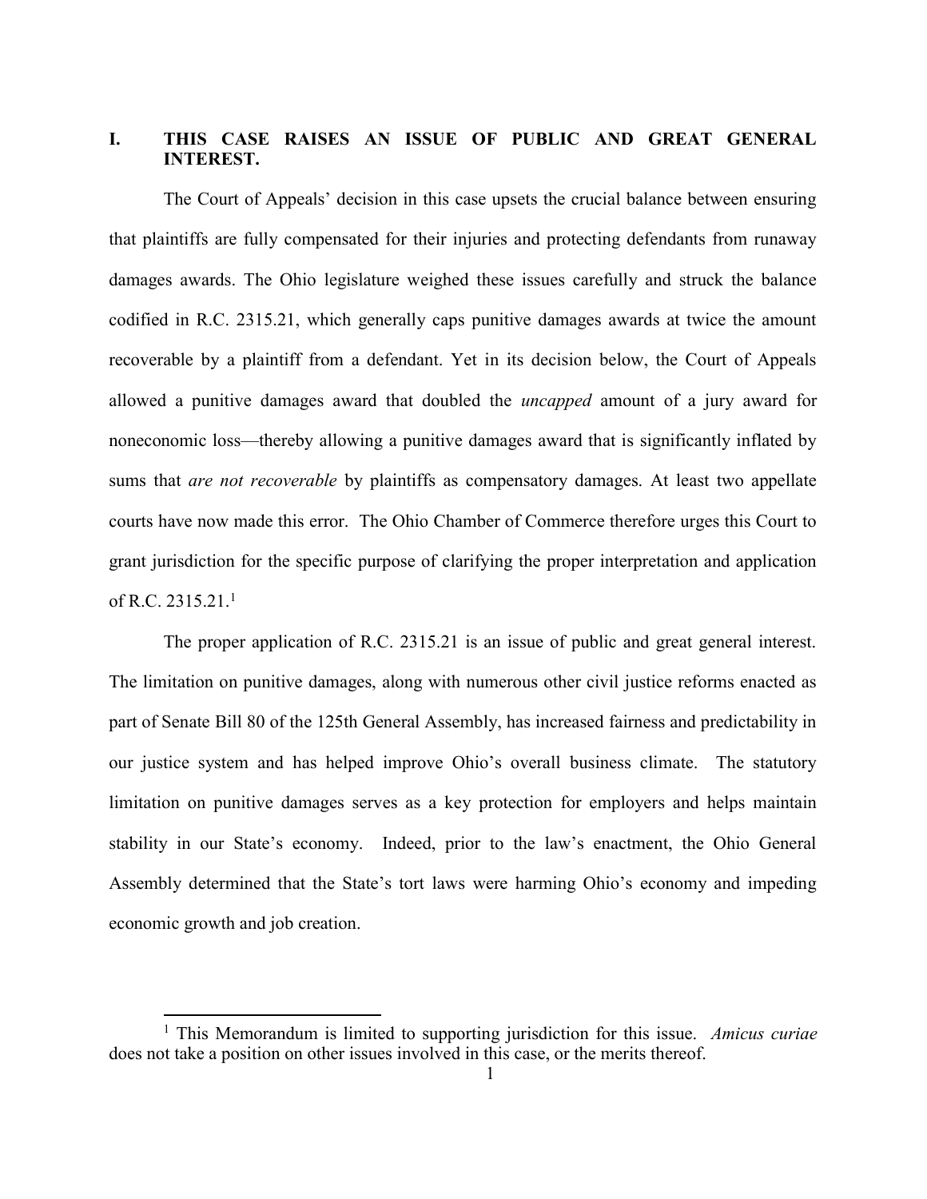## I. THIS CASE RAISES AN ISSUE OF PUBLIC AND GREAT GENERAL INTEREST.

The Court of Appeals' decision in this case upsets the crucial balance between ensuring that plaintiffs are fully compensated for their injuries and protecting defendants from runaway damages awards. The Ohio legislature weighed these issues carefully and struck the balance codified in R.C. 2315.21, which generally caps punitive damages awards at twice the amount recoverable by a plaintiff from a defendant. Yet in its decision below, the Court of Appeals allowed a punitive damages award that doubled the *uncapped* amount of a jury award for noneconomic loss—thereby allowing a punitive damages award that is significantly inflated by sums that *are not recoverable* by plaintiffs as compensatory damages. At least two appellate courts have now made this error. The Ohio Chamber of Commerce therefore urges this Court to grant jurisdiction for the specific purpose of clarifying the proper interpretation and application of R.C. 2315.21.[1]

The proper application of R.C. 2315.21 is an issue of public and great general interest. The limitation on punitive damages, along with numerous other civil justice reforms enacted as part of Senate Bill 80 of the 125th General Assembly, has increased fairness and predictability in our justice system and has helped improve Ohio's overall business climate. The statutory limitation on punitive damages serves as a key protection for employers and helps maintain stability in our State's economy. Indeed, prior to the law's enactment, the Ohio General Assembly determined that the State's tort laws were harming Ohio's economy and impeding economic growth and job creation.

[1] This Memorandum is limited to supporting jurisdiction for this issue. *Amicus curiae* does not take a position on other issues involved in this case, or the merits thereof.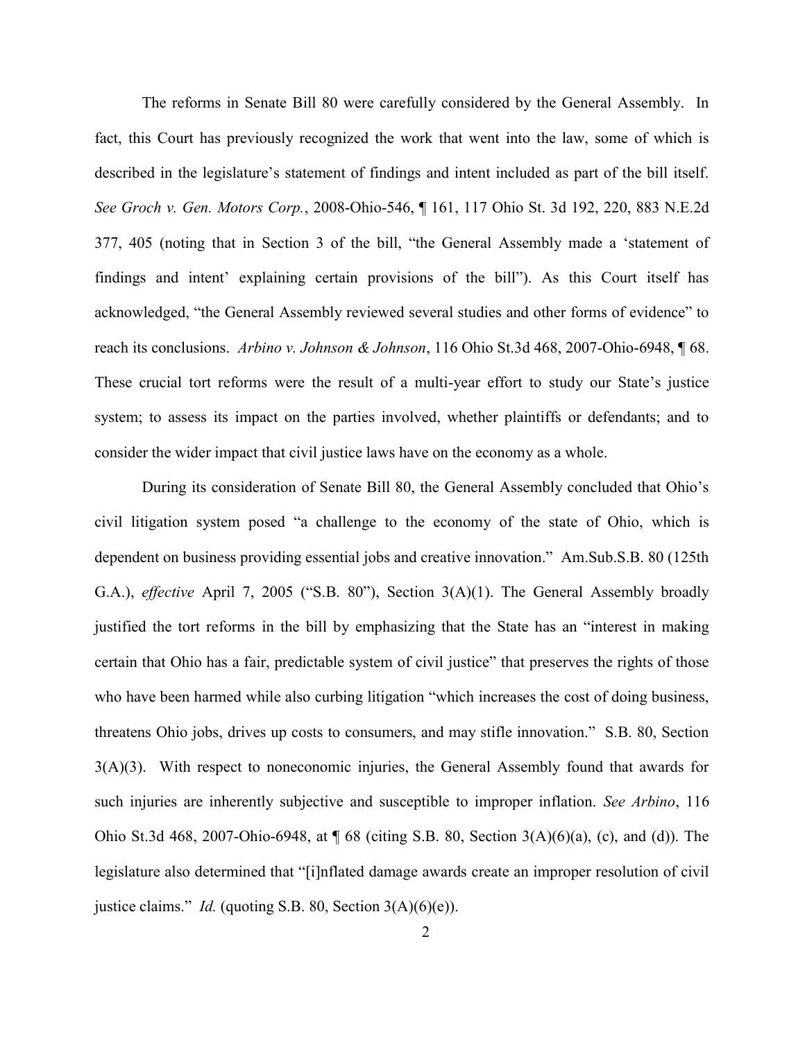The reforms in Senate Bill 80 were carefully considered by the General Assembly. In fact, this Court has previously recognized the work that went into the law, some of which is described in the legislature's statement of findings and intent included as part of the bill itself. *See Groch v. Gen. Motors Corp.*, 2008-Ohio-546, ¶ 161, 117 Ohio St. 3d 192, 220, 883 N.E.2d 377, 405 (noting that in Section 3 of the bill, "the General Assembly made a 'statement of findings and intent' explaining certain provisions of the bill"). As this Court itself has acknowledged, "the General Assembly reviewed several studies and other forms of evidence" to reach its conclusions. *Arbino v. Johnson & Johnson*, 116 Ohio St.3d 468, 2007-Ohio-6948, ¶ 68. These crucial tort reforms were the result of a multi-year effort to study our State's justice system; to assess its impact on the parties involved, whether plaintiffs or defendants; and to consider the wider impact that civil justice laws have on the economy as a whole.

During its consideration of Senate Bill 80, the General Assembly concluded that Ohio's civil litigation system posed "a challenge to the economy of the state of Ohio, which is dependent on business providing essential jobs and creative innovation." Am.Sub.S.B. 80 (125th G.A.), *effective* April 7, 2005 ("S.B. 80"), Section 3(A)(1). The General Assembly broadly justified the tort reforms in the bill by emphasizing that the State has an "interest in making certain that Ohio has a fair, predictable system of civil justice" that preserves the rights of those who have been harmed while also curbing litigation "which increases the cost of doing business, threatens Ohio jobs, drives up costs to consumers, and may stifle innovation." S.B. 80, Section 3(A)(3). With respect to noneconomic injuries, the General Assembly found that awards for such injuries are inherently subjective and susceptible to improper inflation. *See Arbino*, 116 Ohio St.3d 468, 2007-Ohio-6948, at ¶ 68 (citing S.B. 80, Section 3(A)(6)(a), (c), and (d)). The legislature also determined that "[i]nflated damage awards create an improper resolution of civil justice claims." *Id.* (quoting S.B. 80, Section 3(A)(6)(e)).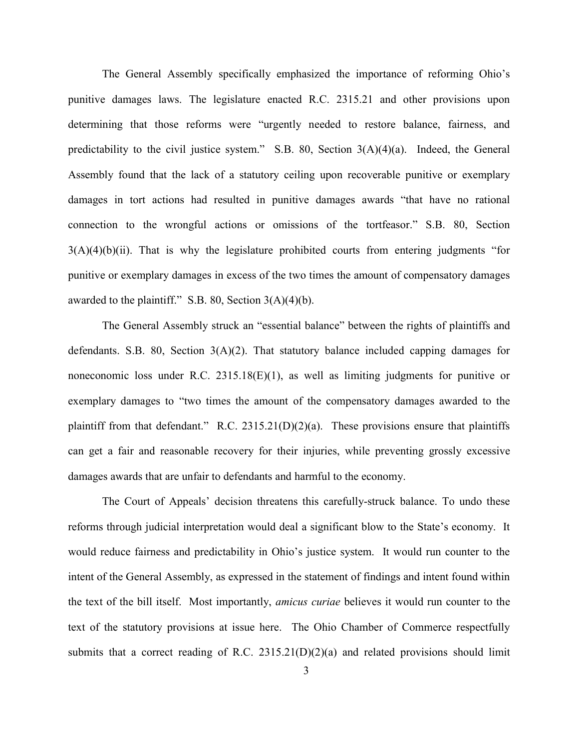The General Assembly specifically emphasized the importance of reforming Ohio's punitive damages laws. The legislature enacted R.C. 2315.21 and other provisions upon determining that those reforms were "urgently needed to restore balance, fairness, and predictability to the civil justice system." S.B. 80, Section 3(A)(4)(a). Indeed, the General Assembly found that the lack of a statutory ceiling upon recoverable punitive or exemplary damages in tort actions had resulted in punitive damages awards "that have no rational connection to the wrongful actions or omissions of the tortfeasor." S.B. 80, Section 3(A)(4)(b)(ii). That is why the legislature prohibited courts from entering judgments "for punitive or exemplary damages in excess of the two times the amount of compensatory damages awarded to the plaintiff." S.B. 80, Section 3(A)(4)(b).

The General Assembly struck an "essential balance" between the rights of plaintiffs and defendants. S.B. 80, Section 3(A)(2). That statutory balance included capping damages for noneconomic loss under R.C. 2315.18(E)(1), as well as limiting judgments for punitive or exemplary damages to "two times the amount of the compensatory damages awarded to the plaintiff from that defendant." R.C. 2315.21(D)(2)(a). These provisions ensure that plaintiffs can get a fair and reasonable recovery for their injuries, while preventing grossly excessive damages awards that are unfair to defendants and harmful to the economy.

The Court of Appeals' decision threatens this carefully-struck balance. To undo these reforms through judicial interpretation would deal a significant blow to the State's economy. It would reduce fairness and predictability in Ohio's justice system. It would run counter to the intent of the General Assembly, as expressed in the statement of findings and intent found within the text of the bill itself. Most importantly, *amicus curiae* believes it would run counter to the text of the statutory provisions at issue here. The Ohio Chamber of Commerce respectfully submits that a correct reading of R.C. 2315.21(D)(2)(a) and related provisions should limit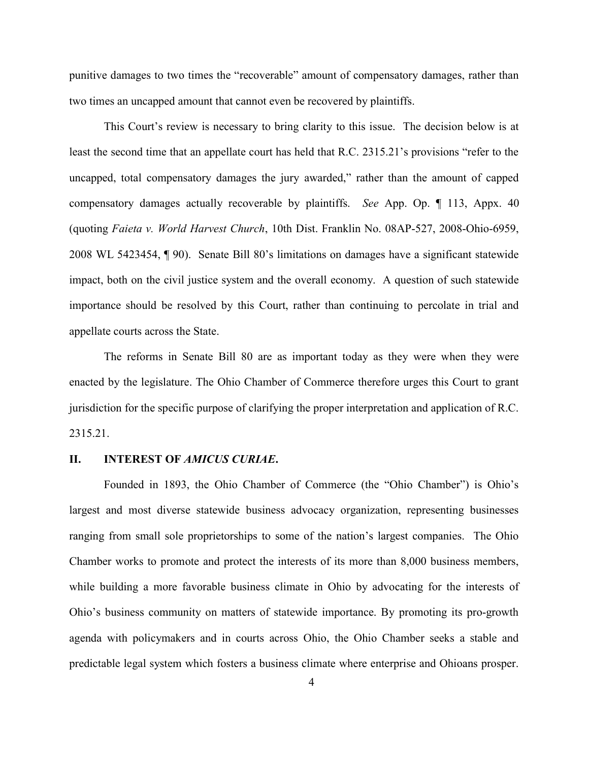punitive damages to two times the "recoverable" amount of compensatory damages, rather than two times an uncapped amount that cannot even be recovered by plaintiffs.

This Court's review is necessary to bring clarity to this issue. The decision below is at least the second time that an appellate court has held that R.C. 2315.21's provisions "refer to the uncapped, total compensatory damages the jury awarded," rather than the amount of capped compensatory damages actually recoverable by plaintiffs. *See* App. Op. ¶ 113, Appx. 40 (quoting *Faieta v. World Harvest Church*, 10th Dist. Franklin No. 08AP-527, 2008-Ohio-6959, 2008 WL 5423454, ¶ 90). Senate Bill 80's limitations on damages have a significant statewide impact, both on the civil justice system and the overall economy. A question of such statewide importance should be resolved by this Court, rather than continuing to percolate in trial and appellate courts across the State.

The reforms in Senate Bill 80 are as important today as they were when they were enacted by the legislature. The Ohio Chamber of Commerce therefore urges this Court to grant jurisdiction for the specific purpose of clarifying the proper interpretation and application of R.C. 2315.21.

## II. INTEREST OF *AMICUS CURIAE*.

Founded in 1893, the Ohio Chamber of Commerce (the "Ohio Chamber") is Ohio's largest and most diverse statewide business advocacy organization, representing businesses ranging from small sole proprietorships to some of the nation's largest companies. The Ohio Chamber works to promote and protect the interests of its more than 8,000 business members, while building a more favorable business climate in Ohio by advocating for the interests of Ohio's business community on matters of statewide importance. By promoting its pro-growth agenda with policymakers and in courts across Ohio, the Ohio Chamber seeks a stable and predictable legal system which fosters a business climate where enterprise and Ohioans prosper.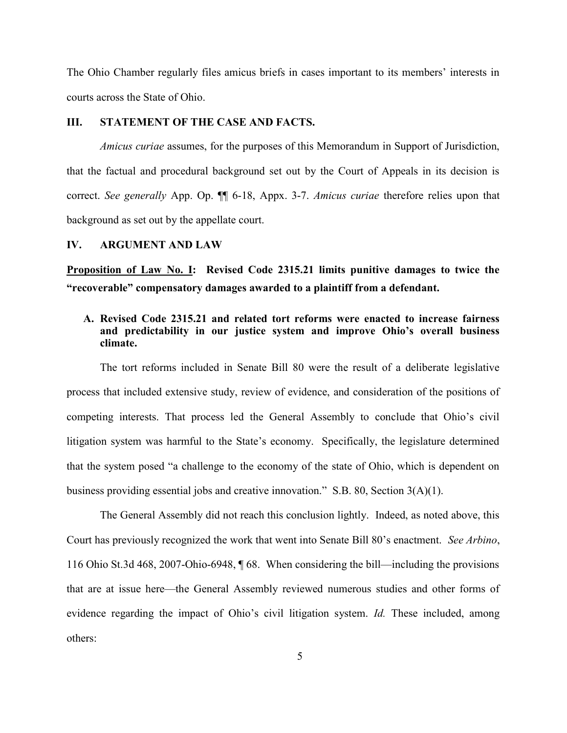The Ohio Chamber regularly files amicus briefs in cases important to its members' interests in courts across the State of Ohio.

## III. STATEMENT OF THE CASE AND FACTS.

*Amicus curiae* assumes, for the purposes of this Memorandum in Support of Jurisdiction, that the factual and procedural background set out by the Court of Appeals in its decision is correct. *See generally* App. Op. ¶¶ 6-18, Appx. 3-7. *Amicus curiae* therefore relies upon that background as set out by the appellate court.

## IV. ARGUMENT AND LAW

**<u>Proposition of Law No. I</u>: Revised Code 2315.21 limits punitive damages to twice the "recoverable" compensatory damages awarded to a plaintiff from a defendant.**

### A. Revised Code 2315.21 and related tort reforms were enacted to increase fairness and predictability in our justice system and improve Ohio's overall business climate.

The tort reforms included in Senate Bill 80 were the result of a deliberate legislative process that included extensive study, review of evidence, and consideration of the positions of competing interests. That process led the General Assembly to conclude that Ohio's civil litigation system was harmful to the State's economy. Specifically, the legislature determined that the system posed "a challenge to the economy of the state of Ohio, which is dependent on business providing essential jobs and creative innovation." S.B. 80, Section 3(A)(1).

The General Assembly did not reach this conclusion lightly. Indeed, as noted above, this Court has previously recognized the work that went into Senate Bill 80's enactment. *See Arbino*, 116 Ohio St.3d 468, 2007-Ohio-6948, ¶ 68. When considering the bill—including the provisions that are at issue here—the General Assembly reviewed numerous studies and other forms of evidence regarding the impact of Ohio's civil litigation system. *Id.* These included, among others: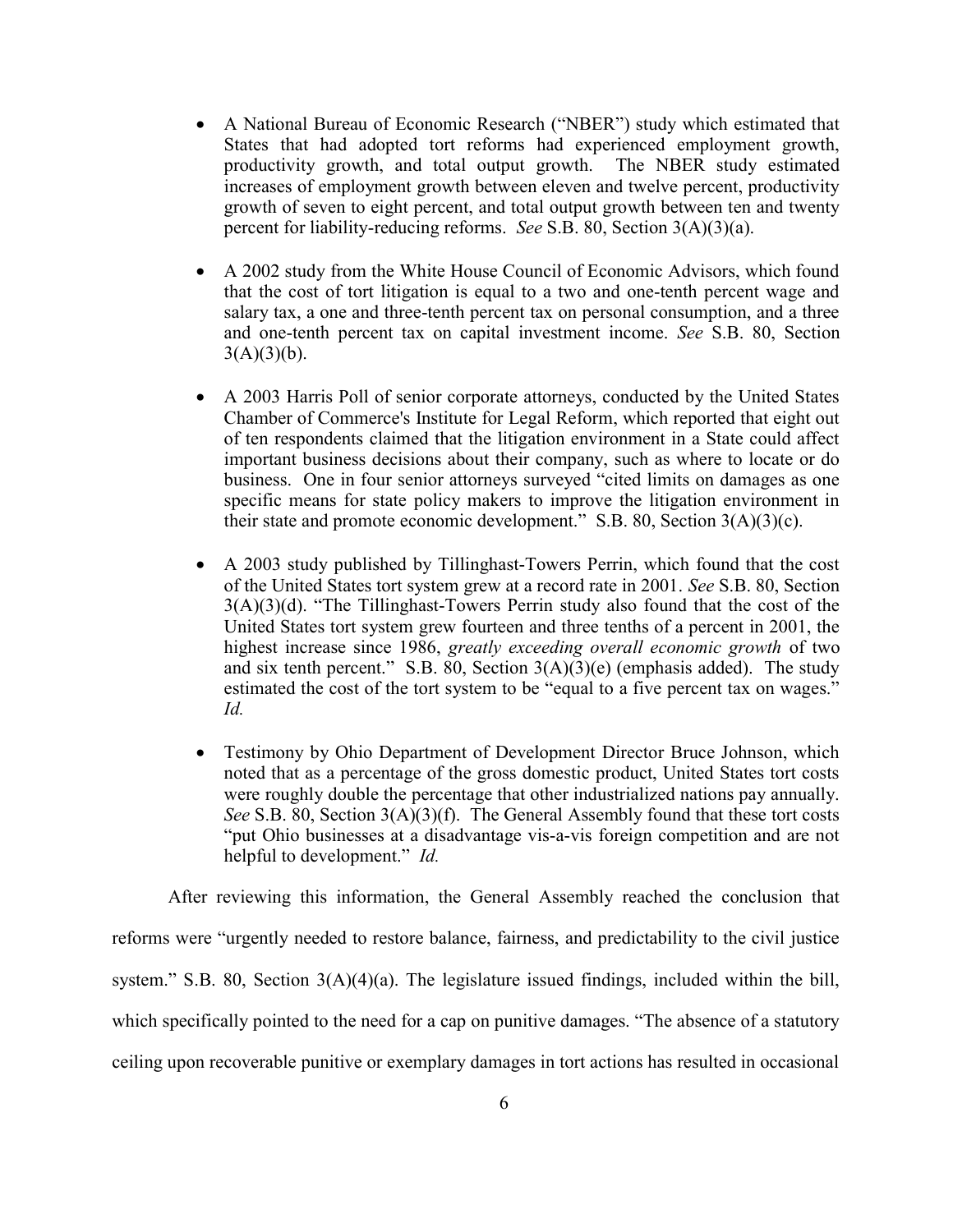- A National Bureau of Economic Research ("NBER") study which estimated that States that had adopted tort reforms had experienced employment growth, productivity growth, and total output growth. The NBER study estimated increases of employment growth between eleven and twelve percent, productivity growth of seven to eight percent, and total output growth between ten and twenty percent for liability-reducing reforms. *See* S.B. 80, Section 3(A)(3)(a).

- A 2002 study from the White House Council of Economic Advisors, which found that the cost of tort litigation is equal to a two and one-tenth percent wage and salary tax, a one and three-tenth percent tax on personal consumption, and a three and one-tenth percent tax on capital investment income. *See* S.B. 80, Section 3(A)(3)(b).

- A 2003 Harris Poll of senior corporate attorneys, conducted by the United States Chamber of Commerce's Institute for Legal Reform, which reported that eight out of ten respondents claimed that the litigation environment in a State could affect important business decisions about their company, such as where to locate or do business. One in four senior attorneys surveyed "cited limits on damages as one specific means for state policy makers to improve the litigation environment in their state and promote economic development." S.B. 80, Section 3(A)(3)(c).

- A 2003 study published by Tillinghast-Towers Perrin, which found that the cost of the United States tort system grew at a record rate in 2001. *See* S.B. 80, Section 3(A)(3)(d). "The Tillinghast-Towers Perrin study also found that the cost of the United States tort system grew fourteen and three tenths of a percent in 2001, the highest increase since 1986, *greatly exceeding overall economic growth* of two and six tenth percent." S.B. 80, Section 3(A)(3)(e) (emphasis added). The study estimated the cost of the tort system to be "equal to a five percent tax on wages." *Id.*

- Testimony by Ohio Department of Development Director Bruce Johnson, which noted that as a percentage of the gross domestic product, United States tort costs were roughly double the percentage that other industrialized nations pay annually. *See* S.B. 80, Section 3(A)(3)(f). The General Assembly found that these tort costs "put Ohio businesses at a disadvantage vis-a-vis foreign competition and are not helpful to development." *Id.*

After reviewing this information, the General Assembly reached the conclusion that reforms were "urgently needed to restore balance, fairness, and predictability to the civil justice system." S.B. 80, Section 3(A)(4)(a). The legislature issued findings, included within the bill, which specifically pointed to the need for a cap on punitive damages. "The absence of a statutory ceiling upon recoverable punitive or exemplary damages in tort actions has resulted in occasional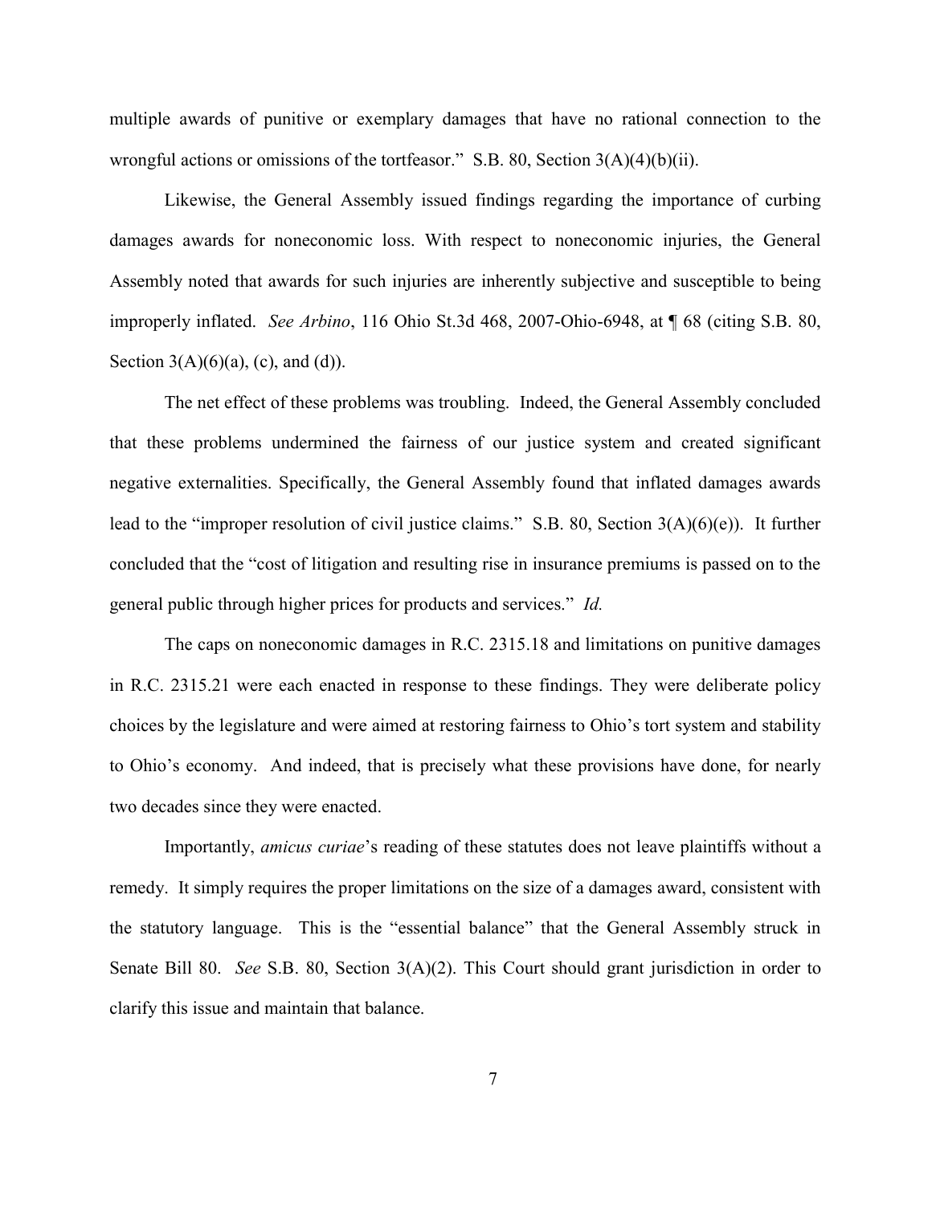multiple awards of punitive or exemplary damages that have no rational connection to the wrongful actions or omissions of the tortfeasor." S.B. 80, Section 3(A)(4)(b)(ii).

Likewise, the General Assembly issued findings regarding the importance of curbing damages awards for noneconomic loss. With respect to noneconomic injuries, the General Assembly noted that awards for such injuries are inherently subjective and susceptible to being improperly inflated. *See Arbino*, 116 Ohio St.3d 468, 2007-Ohio-6948, at ¶ 68 (citing S.B. 80, Section 3(A)(6)(a), (c), and (d)).

The net effect of these problems was troubling. Indeed, the General Assembly concluded that these problems undermined the fairness of our justice system and created significant negative externalities. Specifically, the General Assembly found that inflated damages awards lead to the "improper resolution of civil justice claims." S.B. 80, Section 3(A)(6)(e)). It further concluded that the "cost of litigation and resulting rise in insurance premiums is passed on to the general public through higher prices for products and services." *Id.*

The caps on noneconomic damages in R.C. 2315.18 and limitations on punitive damages in R.C. 2315.21 were each enacted in response to these findings. They were deliberate policy choices by the legislature and were aimed at restoring fairness to Ohio's tort system and stability to Ohio's economy. And indeed, that is precisely what these provisions have done, for nearly two decades since they were enacted.

Importantly, *amicus curiae*'s reading of these statutes does not leave plaintiffs without a remedy. It simply requires the proper limitations on the size of a damages award, consistent with the statutory language. This is the "essential balance" that the General Assembly struck in Senate Bill 80. *See* S.B. 80, Section 3(A)(2). This Court should grant jurisdiction in order to clarify this issue and maintain that balance.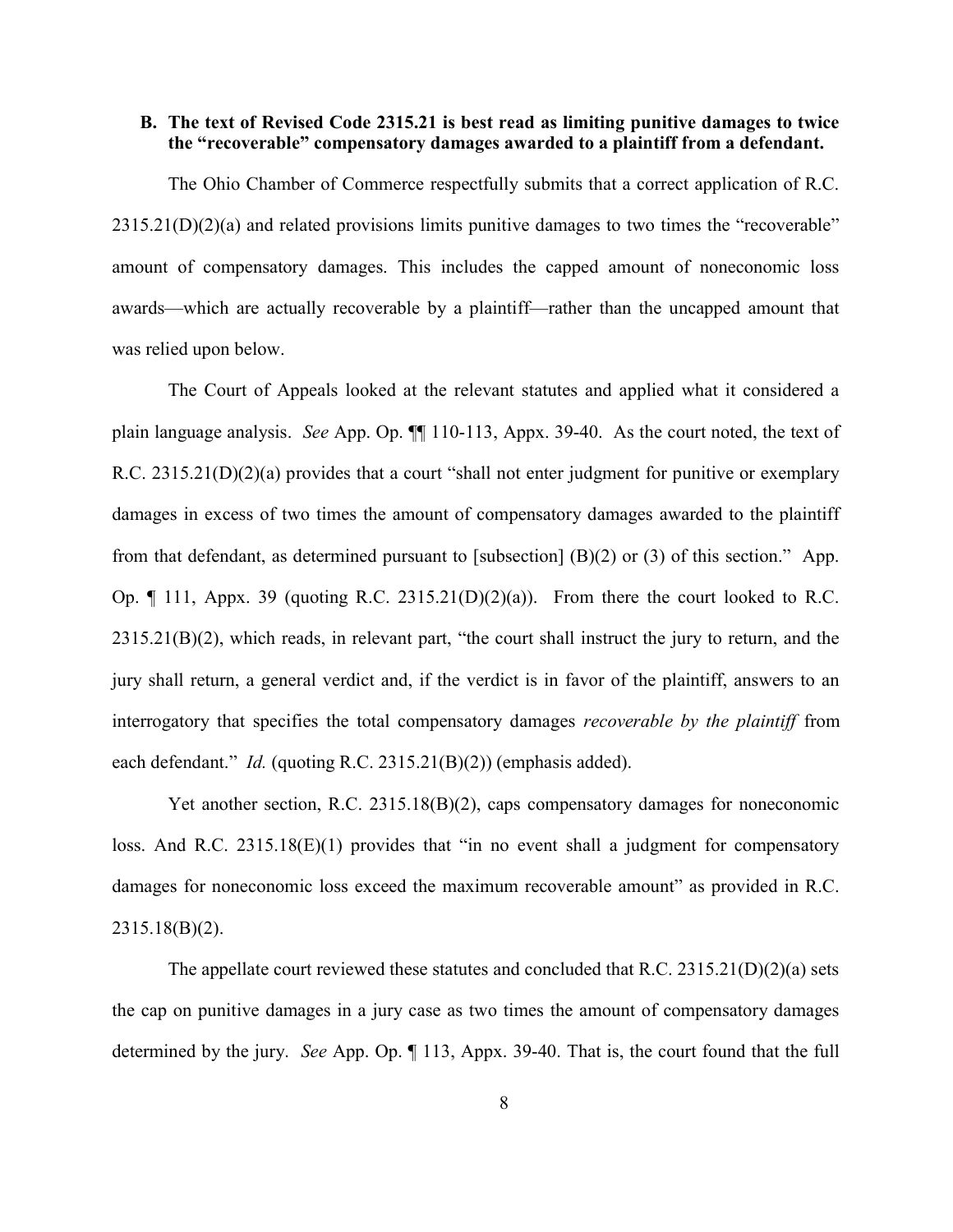### B. The text of Revised Code 2315.21 is best read as limiting punitive damages to twice the "recoverable" compensatory damages awarded to a plaintiff from a defendant.

The Ohio Chamber of Commerce respectfully submits that a correct application of R.C. 2315.21(D)(2)(a) and related provisions limits punitive damages to two times the "recoverable" amount of compensatory damages. This includes the capped amount of noneconomic loss awards—which are actually recoverable by a plaintiff—rather than the uncapped amount that was relied upon below.

The Court of Appeals looked at the relevant statutes and applied what it considered a plain language analysis. *See* App. Op. ¶¶ 110-113, Appx. 39-40. As the court noted, the text of R.C. 2315.21(D)(2)(a) provides that a court "shall not enter judgment for punitive or exemplary damages in excess of two times the amount of compensatory damages awarded to the plaintiff from that defendant, as determined pursuant to [subsection] (B)(2) or (3) of this section." App. Op. ¶ 111, Appx. 39 (quoting R.C. 2315.21(D)(2)(a)). From there the court looked to R.C. 2315.21(B)(2), which reads, in relevant part, "the court shall instruct the jury to return, and the jury shall return, a general verdict and, if the verdict is in favor of the plaintiff, answers to an interrogatory that specifies the total compensatory damages *recoverable by the plaintiff* from each defendant." *Id.* (quoting R.C. 2315.21(B)(2)) (emphasis added).

Yet another section, R.C. 2315.18(B)(2), caps compensatory damages for noneconomic loss. And R.C. 2315.18(E)(1) provides that "in no event shall a judgment for compensatory damages for noneconomic loss exceed the maximum recoverable amount" as provided in R.C. 2315.18(B)(2).

The appellate court reviewed these statutes and concluded that R.C. 2315.21(D)(2)(a) sets the cap on punitive damages in a jury case as two times the amount of compensatory damages determined by the jury. *See* App. Op. ¶ 113, Appx. 39-40. That is, the court found that the full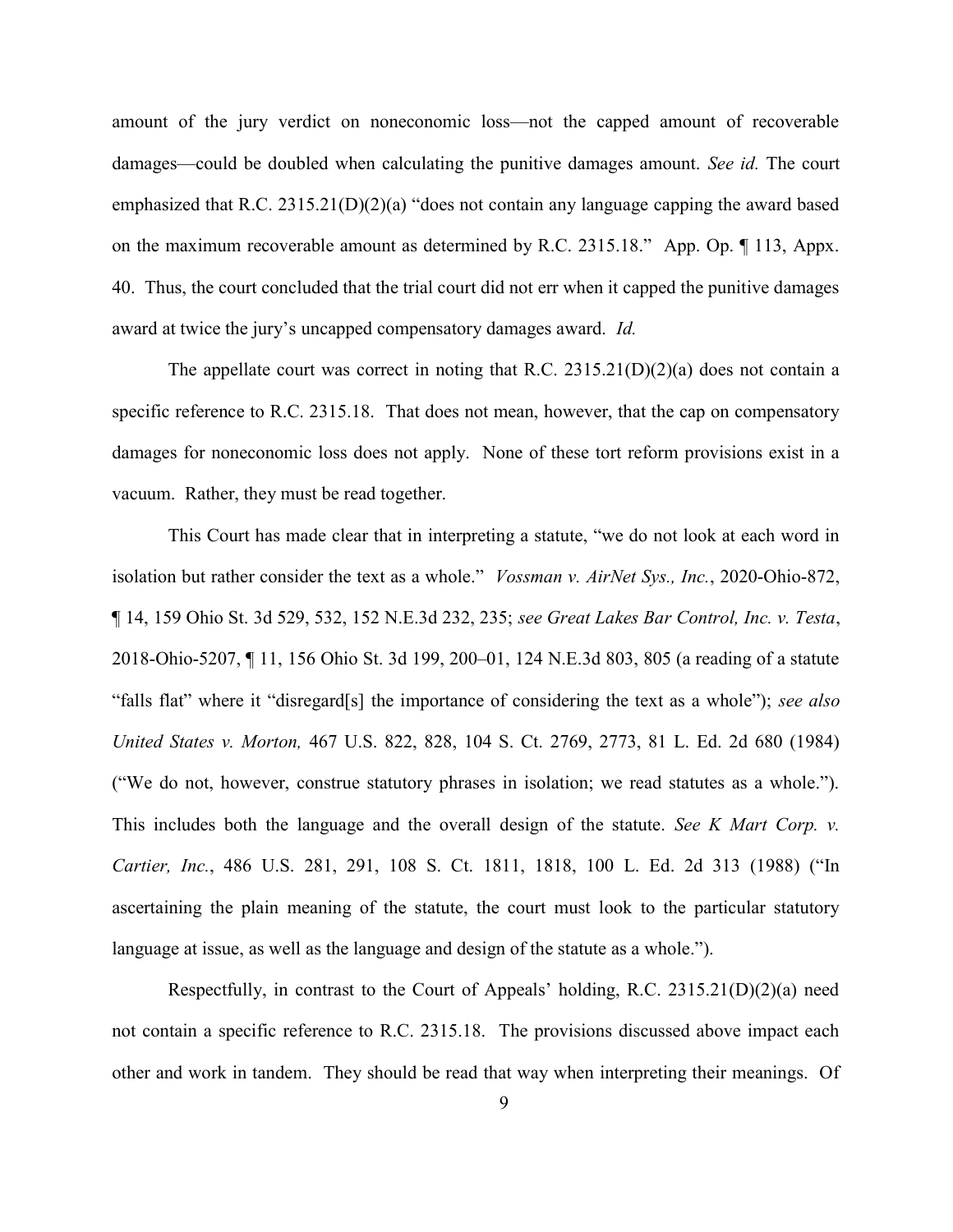amount of the jury verdict on noneconomic loss—not the capped amount of recoverable damages—could be doubled when calculating the punitive damages amount. *See id.* The court emphasized that R.C. 2315.21(D)(2)(a) "does not contain any language capping the award based on the maximum recoverable amount as determined by R.C. 2315.18." App. Op. ¶ 113, Appx. 40. Thus, the court concluded that the trial court did not err when it capped the punitive damages award at twice the jury's uncapped compensatory damages award. *Id.*

The appellate court was correct in noting that R.C. 2315.21(D)(2)(a) does not contain a specific reference to R.C. 2315.18. That does not mean, however, that the cap on compensatory damages for noneconomic loss does not apply. None of these tort reform provisions exist in a vacuum. Rather, they must be read together.

This Court has made clear that in interpreting a statute, "we do not look at each word in isolation but rather consider the text as a whole." *Vossman v. AirNet Sys., Inc.*, 2020-Ohio-872, ¶ 14, 159 Ohio St. 3d 529, 532, 152 N.E.3d 232, 235; *see Great Lakes Bar Control, Inc. v. Testa*, 2018-Ohio-5207, ¶ 11, 156 Ohio St. 3d 199, 200–01, 124 N.E.3d 803, 805 (a reading of a statute "falls flat" where it "disregard[s] the importance of considering the text as a whole"); *see also United States v. Morton,* 467 U.S. 822, 828, 104 S. Ct. 2769, 2773, 81 L. Ed. 2d 680 (1984) ("We do not, however, construe statutory phrases in isolation; we read statutes as a whole."). This includes both the language and the overall design of the statute. *See K Mart Corp. v. Cartier, Inc.*, 486 U.S. 281, 291, 108 S. Ct. 1811, 1818, 100 L. Ed. 2d 313 (1988) ("In ascertaining the plain meaning of the statute, the court must look to the particular statutory language at issue, as well as the language and design of the statute as a whole.").

Respectfully, in contrast to the Court of Appeals' holding, R.C. 2315.21(D)(2)(a) need not contain a specific reference to R.C. 2315.18. The provisions discussed above impact each other and work in tandem. They should be read that way when interpreting their meanings. Of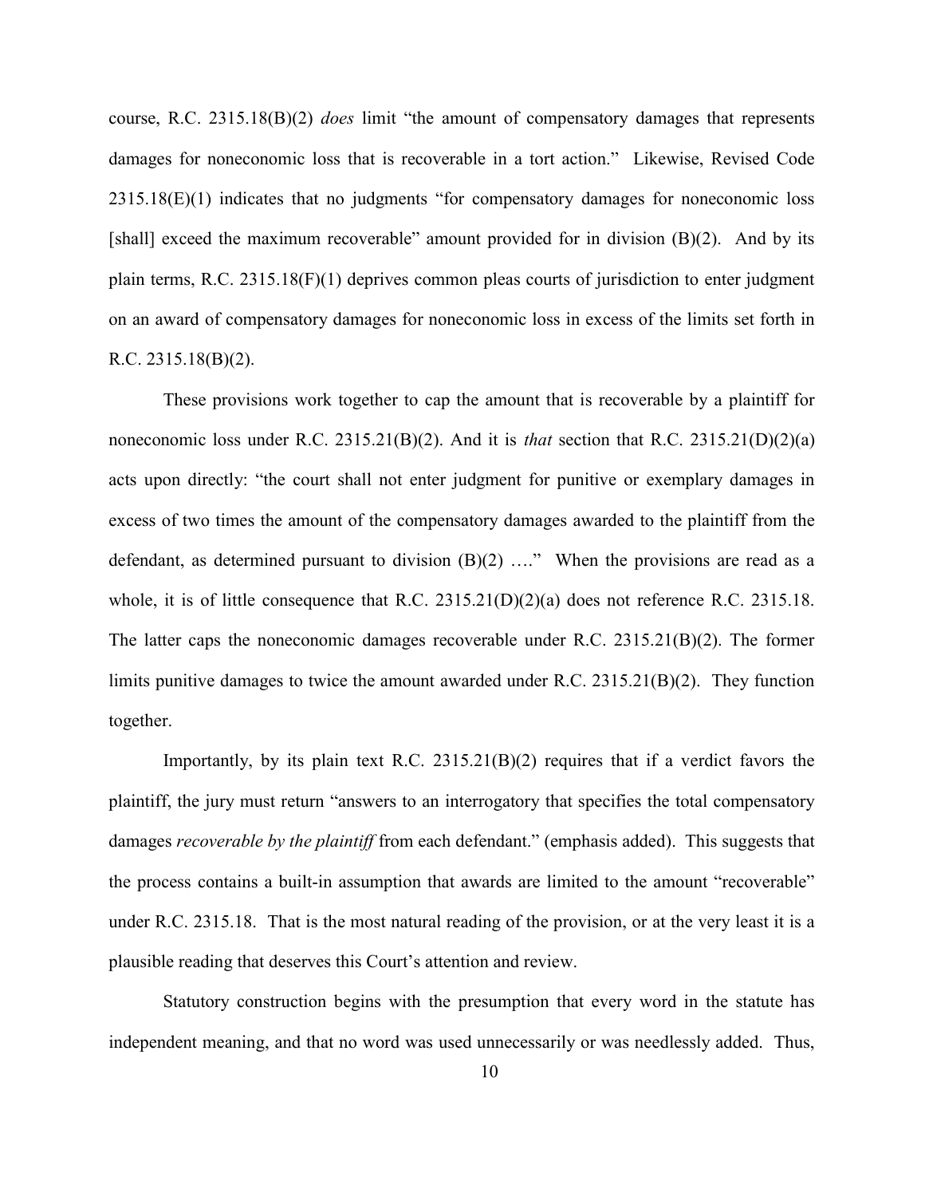course, R.C. 2315.18(B)(2) *does* limit "the amount of compensatory damages that represents damages for noneconomic loss that is recoverable in a tort action." Likewise, Revised Code 2315.18(E)(1) indicates that no judgments "for compensatory damages for noneconomic loss [shall] exceed the maximum recoverable" amount provided for in division (B)(2). And by its plain terms, R.C. 2315.18(F)(1) deprives common pleas courts of jurisdiction to enter judgment on an award of compensatory damages for noneconomic loss in excess of the limits set forth in R.C. 2315.18(B)(2).

These provisions work together to cap the amount that is recoverable by a plaintiff for noneconomic loss under R.C. 2315.21(B)(2). And it is *that* section that R.C. 2315.21(D)(2)(a) acts upon directly: "the court shall not enter judgment for punitive or exemplary damages in excess of two times the amount of the compensatory damages awarded to the plaintiff from the defendant, as determined pursuant to division (B)(2) …." When the provisions are read as a whole, it is of little consequence that R.C. 2315.21(D)(2)(a) does not reference R.C. 2315.18. The latter caps the noneconomic damages recoverable under R.C. 2315.21(B)(2). The former limits punitive damages to twice the amount awarded under R.C. 2315.21(B)(2). They function together.

Importantly, by its plain text R.C. 2315.21(B)(2) requires that if a verdict favors the plaintiff, the jury must return "answers to an interrogatory that specifies the total compensatory damages *recoverable by the plaintiff* from each defendant." (emphasis added). This suggests that the process contains a built-in assumption that awards are limited to the amount "recoverable" under R.C. 2315.18. That is the most natural reading of the provision, or at the very least it is a plausible reading that deserves this Court's attention and review.

Statutory construction begins with the presumption that every word in the statute has independent meaning, and that no word was used unnecessarily or was needlessly added. Thus,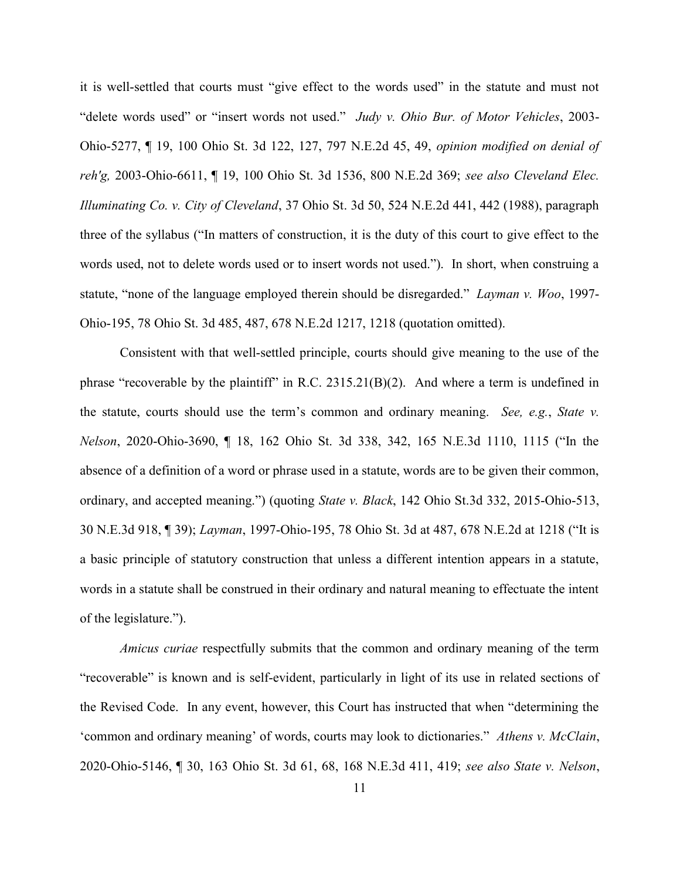it is well-settled that courts must "give effect to the words used" in the statute and must not "delete words used" or "insert words not used." *Judy v. Ohio Bur. of Motor Vehicles*, 2003-Ohio-5277, ¶ 19, 100 Ohio St. 3d 122, 127, 797 N.E.2d 45, 49, *opinion modified on denial of reh'g,* 2003-Ohio-6611, ¶ 19, 100 Ohio St. 3d 1536, 800 N.E.2d 369; *see also Cleveland Elec. Illuminating Co. v. City of Cleveland*, 37 Ohio St. 3d 50, 524 N.E.2d 441, 442 (1988), paragraph three of the syllabus ("In matters of construction, it is the duty of this court to give effect to the words used, not to delete words used or to insert words not used."). In short, when construing a statute, "none of the language employed therein should be disregarded." *Layman v. Woo*, 1997-Ohio-195, 78 Ohio St. 3d 485, 487, 678 N.E.2d 1217, 1218 (quotation omitted).

Consistent with that well-settled principle, courts should give meaning to the use of the phrase "recoverable by the plaintiff" in R.C. 2315.21(B)(2). And where a term is undefined in the statute, courts should use the term's common and ordinary meaning. *See, e.g.*, *State v. Nelson*, 2020-Ohio-3690, ¶ 18, 162 Ohio St. 3d 338, 342, 165 N.E.3d 1110, 1115 ("In the absence of a definition of a word or phrase used in a statute, words are to be given their common, ordinary, and accepted meaning.") (quoting *State v. Black*, 142 Ohio St.3d 332, 2015-Ohio-513, 30 N.E.3d 918, ¶ 39); *Layman*, 1997-Ohio-195, 78 Ohio St. 3d at 487, 678 N.E.2d at 1218 ("It is a basic principle of statutory construction that unless a different intention appears in a statute, words in a statute shall be construed in their ordinary and natural meaning to effectuate the intent of the legislature.").

*Amicus curiae* respectfully submits that the common and ordinary meaning of the term "recoverable" is known and is self-evident, particularly in light of its use in related sections of the Revised Code. In any event, however, this Court has instructed that when "determining the 'common and ordinary meaning' of words, courts may look to dictionaries." *Athens v. McClain*, 2020-Ohio-5146, ¶ 30, 163 Ohio St. 3d 61, 68, 168 N.E.3d 411, 419; *see also State v. Nelson*,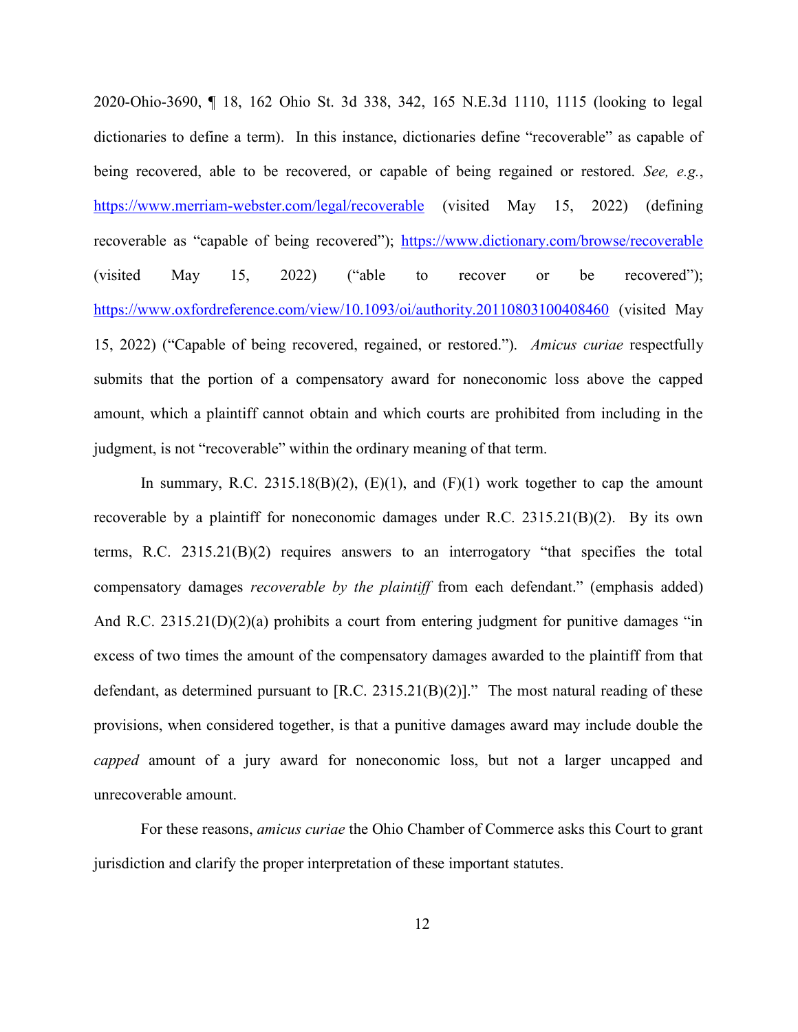2020-Ohio-3690, ¶ 18, 162 Ohio St. 3d 338, 342, 165 N.E.3d 1110, 1115 (looking to legal dictionaries to define a term). In this instance, dictionaries define "recoverable" as capable of being recovered, able to be recovered, or capable of being regained or restored. *See, e.g.*, https://www.merriam-webster.com/legal/recoverable (visited May 15, 2022) (defining recoverable as "capable of being recovered"); https://www.dictionary.com/browse/recoverable (visited May 15, 2022) ("able to recover or be recovered"); https://www.oxfordreference.com/view/10.1093/oi/authority.20110803100408460 (visited May 15, 2022) ("Capable of being recovered, regained, or restored."). *Amicus curiae* respectfully submits that the portion of a compensatory award for noneconomic loss above the capped amount, which a plaintiff cannot obtain and which courts are prohibited from including in the judgment, is not "recoverable" within the ordinary meaning of that term.

In summary, R.C. 2315.18(B)(2), (E)(1), and (F)(1) work together to cap the amount recoverable by a plaintiff for noneconomic damages under R.C. 2315.21(B)(2). By its own terms, R.C. 2315.21(B)(2) requires answers to an interrogatory "that specifies the total compensatory damages *recoverable by the plaintiff* from each defendant." (emphasis added) And R.C. 2315.21(D)(2)(a) prohibits a court from entering judgment for punitive damages "in excess of two times the amount of the compensatory damages awarded to the plaintiff from that defendant, as determined pursuant to [R.C. 2315.21(B)(2)]." The most natural reading of these provisions, when considered together, is that a punitive damages award may include double the *capped* amount of a jury award for noneconomic loss, but not a larger uncapped and unrecoverable amount.

For these reasons, *amicus curiae* the Ohio Chamber of Commerce asks this Court to grant jurisdiction and clarify the proper interpretation of these important statutes.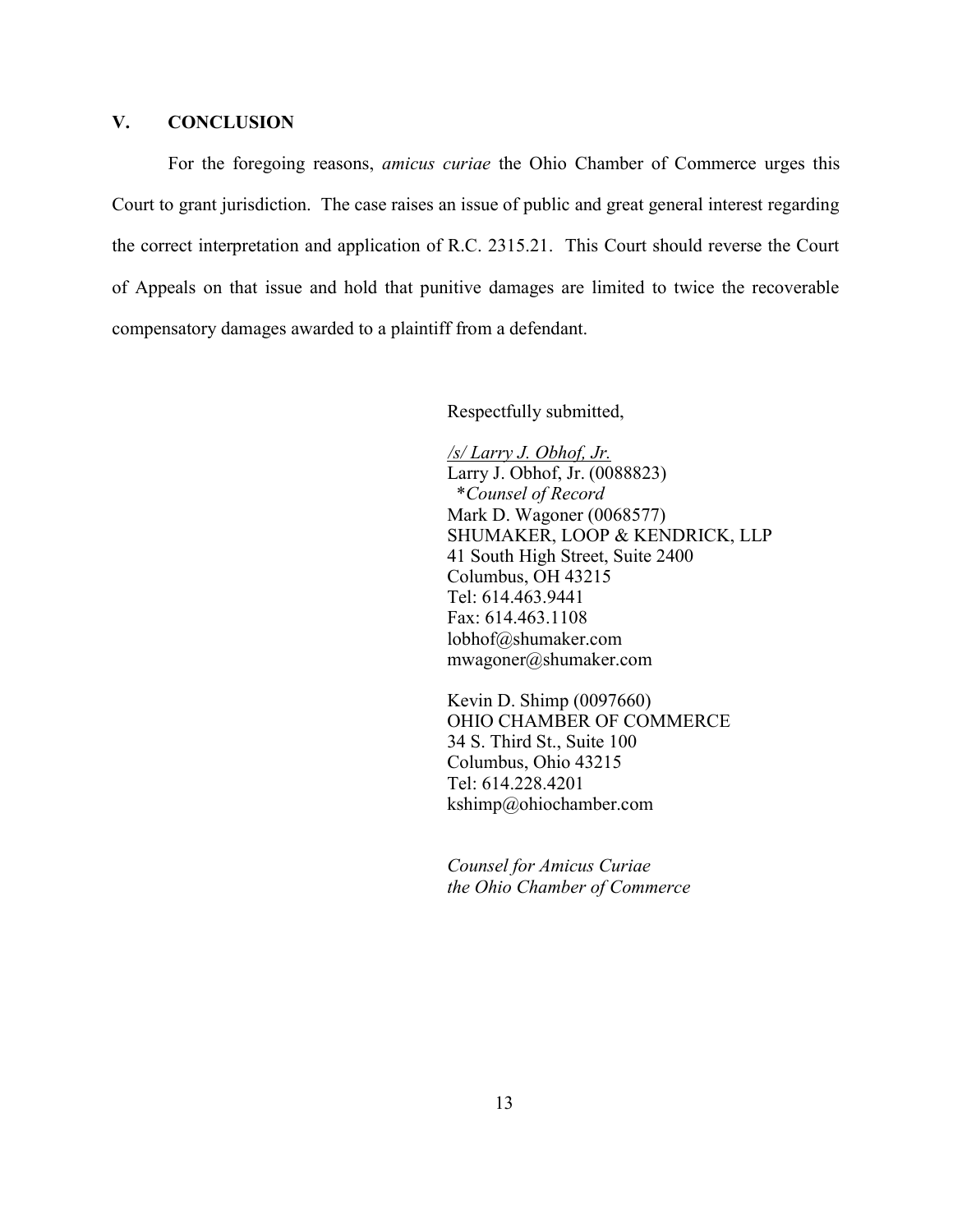## V. CONCLUSION

For the foregoing reasons, *amicus curiae* the Ohio Chamber of Commerce urges this Court to grant jurisdiction. The case raises an issue of public and great general interest regarding the correct interpretation and application of R.C. 2315.21. This Court should reverse the Court of Appeals on that issue and hold that punitive damages are limited to twice the recoverable compensatory damages awarded to a plaintiff from a defendant.

Respectfully submitted,

/s/ Larry J. Obhof, Jr.
Larry J. Obhof, Jr. (0088823)
\**Counsel of Record*
Mark D. Wagoner (0068577)
SHUMAKER, LOOP & KENDRICK, LLP
41 South High Street, Suite 2400
Columbus, OH 43215
Tel: 614.463.9441
Fax: 614.463.1108
lobhof@shumaker.com
mwagoner@shumaker.com

Kevin D. Shimp (0097660)
OHIO CHAMBER OF COMMERCE
34 S. Third St., Suite 100
Columbus, Ohio 43215
Tel: 614.228.4201
kshimp@ohiochamber.com

*Counsel for Amicus Curiae*
*the Ohio Chamber of Commerce*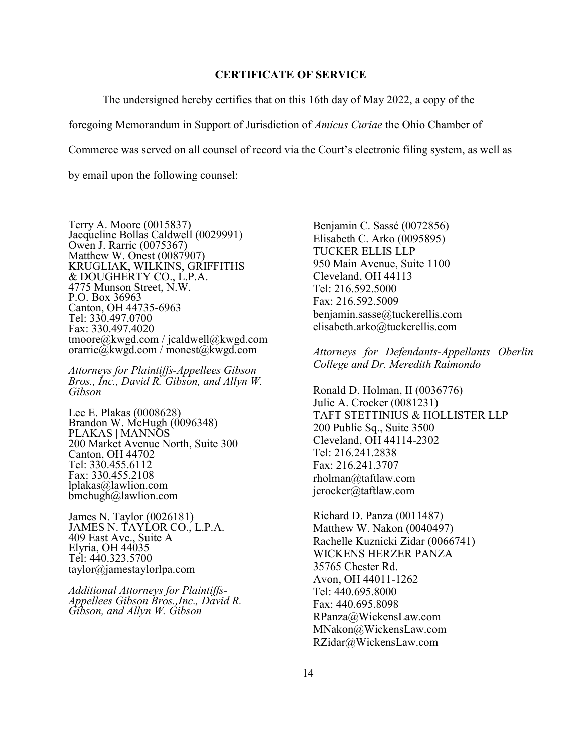## CERTIFICATE OF SERVICE

The undersigned hereby certifies that on this 16th day of May 2022, a copy of the foregoing Memorandum in Support of Jurisdiction of *Amicus Curiae* the Ohio Chamber of Commerce was served on all counsel of record via the Court's electronic filing system, as well as by email upon the following counsel:

Terry A. Moore (0015837)
Jacqueline Bollas Caldwell (0029991)
Owen J. Rarric (0075367)
Matthew W. Onest (0087907)
KRUGLIAK, WILKINS, GRIFFITHS & DOUGHERTY CO., L.P.A.
4775 Munson Street, N.W.
P.O. Box 36963
Canton, OH 44735-6963
Tel: 330.497.0700
Fax: 330.497.4020
tmoore@kwgd.com / jcaldwell@kwgd.com
orarric@kwgd.com / monest@kwgd.com

*Attorneys for Plaintiffs-Appellees Gibson Bros., Inc., David R. Gibson, and Allyn W. Gibson*

Lee E. Plakas (0008628)
Brandon W. McHugh (0096348)
PLAKAS | MANNOS
200 Market Avenue North, Suite 300
Canton, OH 44702
Tel: 330.455.6112
Fax: 330.455.2108
lplakas@lawlion.com
bmchugh@lawlion.com

James N. Taylor (0026181)
JAMES N. TAYLOR CO., L.P.A.
409 East Ave., Suite A
Elyria, OH 44035
Tel: 440.323.5700
taylor@jamestaylorlpa.com

*Additional Attorneys for Plaintiffs-Appellees Gibson Bros.,Inc., David R. Gibson, and Allyn W. Gibson*

Benjamin C. Sassé (0072856)
Elisabeth C. Arko (0095895)
TUCKER ELLIS LLP
950 Main Avenue, Suite 1100
Cleveland, OH 44113
Tel: 216.592.5000
Fax: 216.592.5009
benjamin.sasse@tuckerellis.com
elisabeth.arko@tuckerellis.com

*Attorneys for Defendants-Appellants Oberlin College and Dr. Meredith Raimondo*

Ronald D. Holman, II (0036776)
Julie A. Crocker (0081231)
TAFT STETTINIUS & HOLLISTER LLP
200 Public Sq., Suite 3500
Cleveland, OH 44114-2302
Tel: 216.241.2838
Fax: 216.241.3707
rholman@taftlaw.com
jcrocker@taftlaw.com

Richard D. Panza (0011487)
Matthew W. Nakon (0040497)
Rachelle Kuznicki Zidar (0066741)
WICKENS HERZER PANZA
35765 Chester Rd.
Avon, OH 44011-1262
Tel: 440.695.8000
Fax: 440.695.8098
RPanza@WickensLaw.com
MNakon@WickensLaw.com
RZidar@WickensLaw.com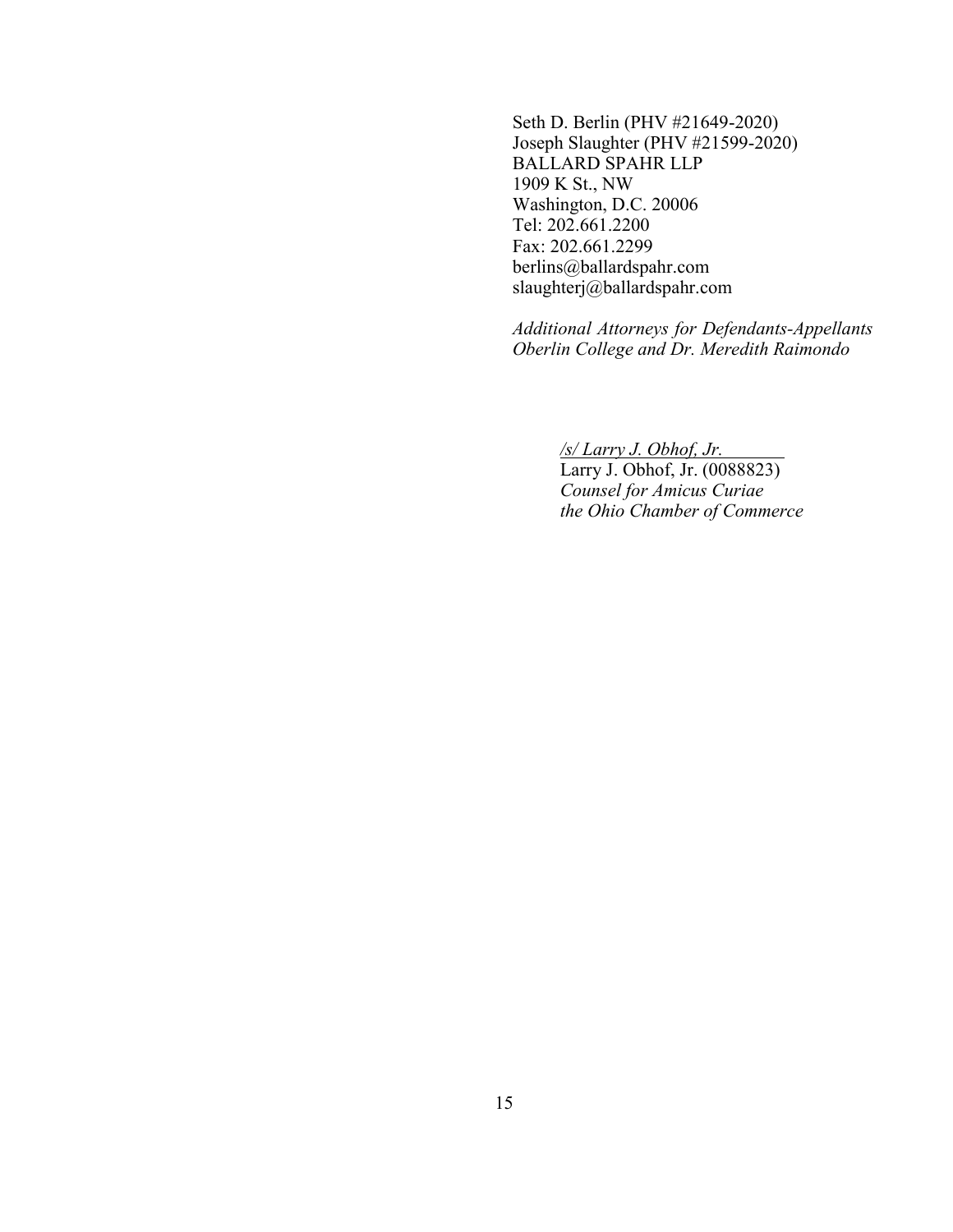Seth D. Berlin (PHV #21649-2020)
Joseph Slaughter (PHV #21599-2020)
BALLARD SPAHR LLP
1909 K St., NW
Washington, D.C. 20006
Tel: 202.661.2200
Fax: 202.661.2299
berlins@ballardspahr.com
slaughterj@ballardspahr.com

*Additional Attorneys for Defendants-Appellants Oberlin College and Dr. Meredith Raimondo*

*/s/ Larry J. Obhof, Jr.*
Larry J. Obhof, Jr. (0088823)
*Counsel for Amicus Curiae the Ohio Chamber of Commerce*